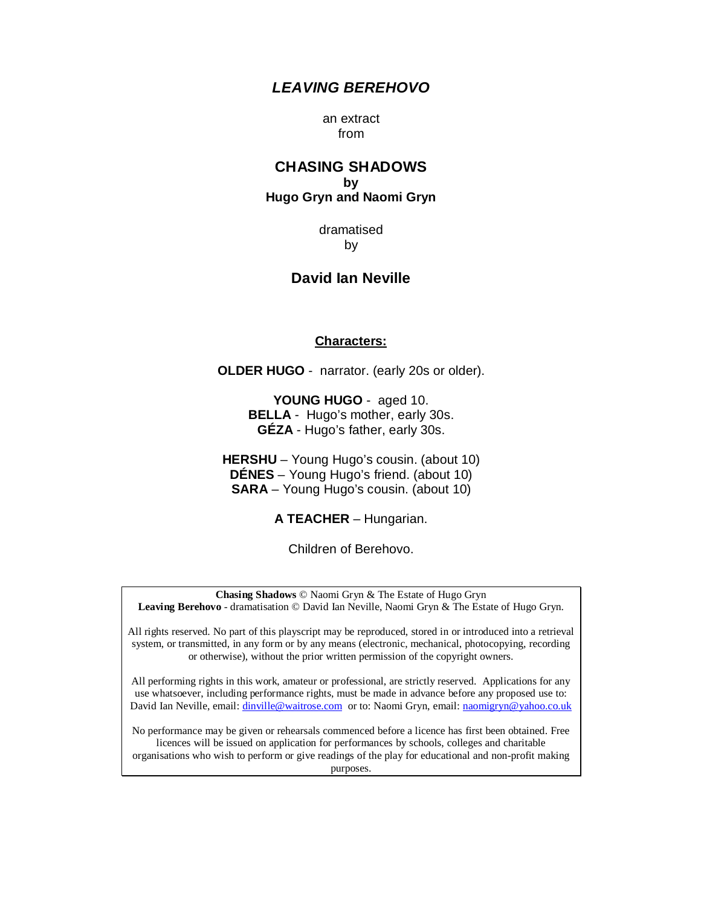# *LEAVING BEREHOVO*

an extract
from

## CHASING SHADOWS
**by**
**Hugo Gryn and Naomi Gryn**

dramatised
by

### David Ian Neville

**Characters:**

**OLDER HUGO** - narrator. (early 20s or older).

**YOUNG HUGO** - aged 10.
**BELLA** - Hugo's mother, early 30s.
**GÉZA** - Hugo's father, early 30s.

**HERSHU** – Young Hugo's cousin. (about 10)
**DÉNES** – Young Hugo's friend. (about 10)
**SARA** – Young Hugo's cousin. (about 10)

**A TEACHER** – Hungarian.

Children of Berehovo.

---

**Chasing Shadows** © Naomi Gryn & The Estate of Hugo Gryn
**Leaving Berehovo** - dramatisation © David Ian Neville, Naomi Gryn & The Estate of Hugo Gryn.

All rights reserved. No part of this playscript may be reproduced, stored in or introduced into a retrieval system, or transmitted, in any form or by any means (electronic, mechanical, photocopying, recording or otherwise), without the prior written permission of the copyright owners.

All performing rights in this work, amateur or professional, are strictly reserved. Applications for any use whatsoever, including performance rights, must be made in advance before any proposed use to: David Ian Neville, email: dinville@waitrose.com or to: Naomi Gryn, email: naomigryn@yahoo.co.uk

No performance may be given or rehearsals commenced before a licence has first been obtained. Free licences will be issued on application for performances by schools, colleges and charitable organisations who wish to perform or give readings of the play for educational and non-profit making purposes.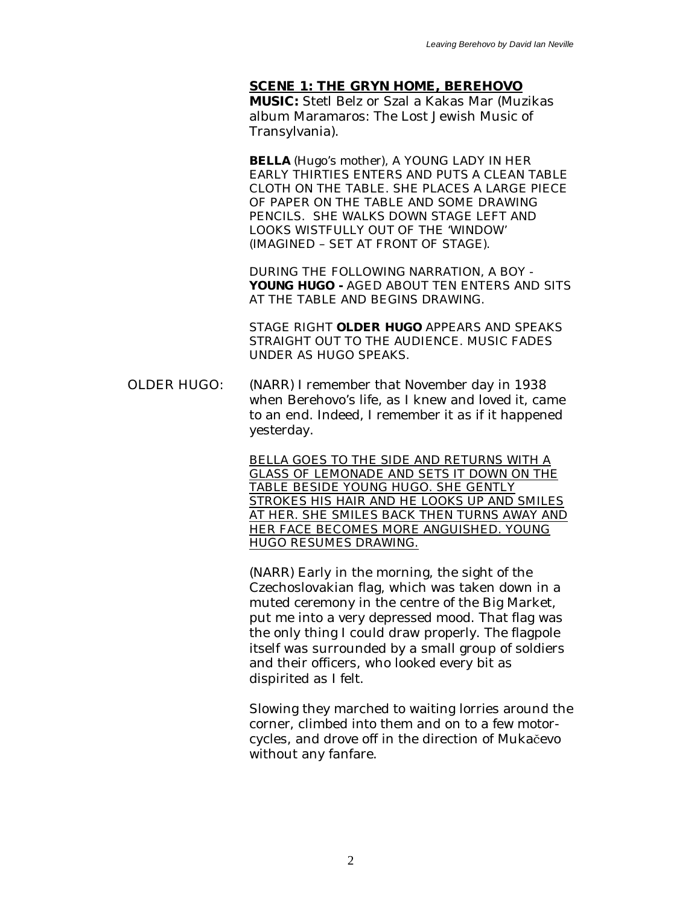## SCENE 1: THE GRYN HOME, BEREHOVO

**MUSIC:** Stetl Belz or Szal a Kakas Mar (Muzikas album Maramaros: The Lost Jewish Music of Transylvania).

**BELLA** (Hugo's mother), A YOUNG LADY IN HER EARLY THIRTIES ENTERS AND PUTS A CLEAN TABLE CLOTH ON THE TABLE. SHE PLACES A LARGE PIECE OF PAPER ON THE TABLE AND SOME DRAWING PENCILS. SHE WALKS DOWN STAGE LEFT AND LOOKS WISTFULLY OUT OF THE 'WINDOW' (IMAGINED – SET AT FRONT OF STAGE).

DURING THE FOLLOWING NARRATION, A BOY - **YOUNG HUGO -** AGED ABOUT TEN ENTERS AND SITS AT THE TABLE AND BEGINS DRAWING.

STAGE RIGHT **OLDER HUGO** APPEARS AND SPEAKS STRAIGHT OUT TO THE AUDIENCE. MUSIC FADES UNDER AS HUGO SPEAKS.

OLDER HUGO: (NARR) I remember that November day in 1938 when Berehovo's life, as I knew and loved it, came to an end. Indeed, I remember it as if it happened yesterday.

BELLA GOES TO THE SIDE AND RETURNS WITH A GLASS OF LEMONADE AND SETS IT DOWN ON THE TABLE BESIDE YOUNG HUGO. SHE GENTLY STROKES HIS HAIR AND HE LOOKS UP AND SMILES AT HER. SHE SMILES BACK THEN TURNS AWAY AND HER FACE BECOMES MORE ANGUISHED. YOUNG HUGO RESUMES DRAWING.

(NARR) Early in the morning, the sight of the Czechoslovakian flag, which was taken down in a muted ceremony in the centre of the Big Market, put me into a very depressed mood. That flag was the only thing I could draw properly. The flagpole itself was surrounded by a small group of soldiers and their officers, who looked every bit as dispirited as I felt.

Slowing they marched to waiting lorries around the corner, climbed into them and on to a few motor-cycles, and drove off in the direction of Mukačevo without any fanfare.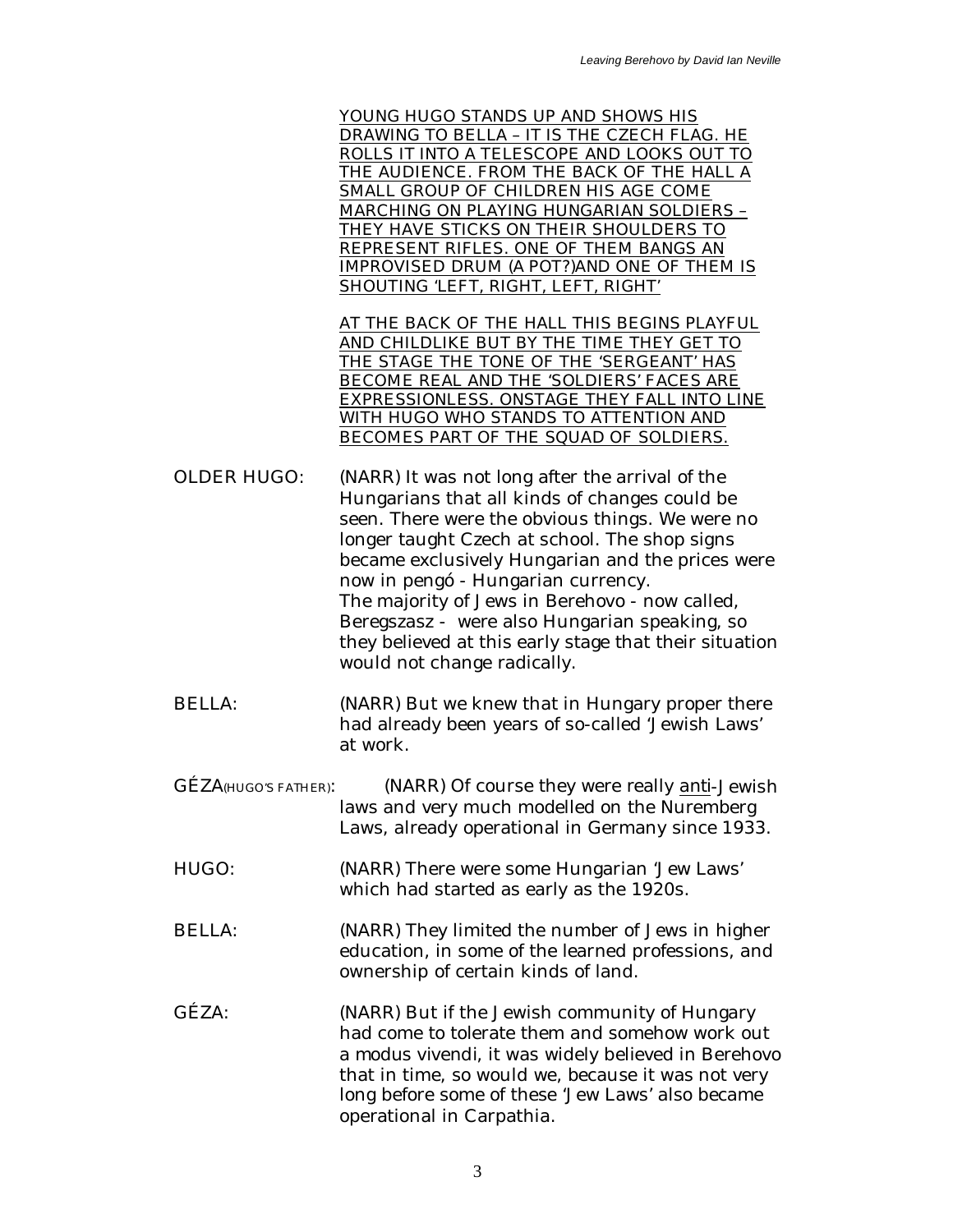<u>YOUNG HUGO STANDS UP AND SHOWS HIS DRAWING TO BELLA – IT IS THE CZECH FLAG. HE ROLLS IT INTO A TELESCOPE AND LOOKS OUT TO THE AUDIENCE. FROM THE BACK OF THE HALL A SMALL GROUP OF CHILDREN HIS AGE COME MARCHING ON PLAYING HUNGARIAN SOLDIERS – THEY HAVE STICKS ON THEIR SHOULDERS TO REPRESENT RIFLES. ONE OF THEM BANGS AN IMPROVISED DRUM (A POT?)AND ONE OF THEM IS SHOUTING 'LEFT, RIGHT, LEFT, RIGHT'</u>

<u>AT THE BACK OF THE HALL THIS BEGINS PLAYFUL AND CHILDLIKE BUT BY THE TIME THEY GET TO THE STAGE THE TONE OF THE 'SERGEANT' HAS BECOME REAL AND THE 'SOLDIERS' FACES ARE EXPRESSIONLESS. ONSTAGE THEY FALL INTO LINE WITH HUGO WHO STANDS TO ATTENTION AND BECOMES PART OF THE SQUAD OF SOLDIERS.</u>

OLDER HUGO: (NARR) It was not long after the arrival of the Hungarians that all kinds of changes could be seen. There were the obvious things. We were no longer taught Czech at school. The shop signs became exclusively Hungarian and the prices were now in pengó - Hungarian currency.
The majority of Jews in Berehovo - now called, Beregszasz - were also Hungarian speaking, so they believed at this early stage that their situation would not change radically.

BELLA: (NARR) But we knew that in Hungary proper there had already been years of so-called 'Jewish Laws' at work.

GÉZA(HUGO'S FATHER): (NARR) Of course they were really <u>anti</u>-Jewish laws and very much modelled on the Nuremberg Laws, already operational in Germany since 1933.

HUGO: (NARR) There were some Hungarian 'Jew Laws' which had started as early as the 1920s.

BELLA: (NARR) They limited the number of Jews in higher education, in some of the learned professions, and ownership of certain kinds of land.

GÉZA: (NARR) But if the Jewish community of Hungary had come to tolerate them and somehow work out a modus vivendi, it was widely believed in Berehovo that in time, so would we, because it was not very long before some of these 'Jew Laws' also became operational in Carpathia.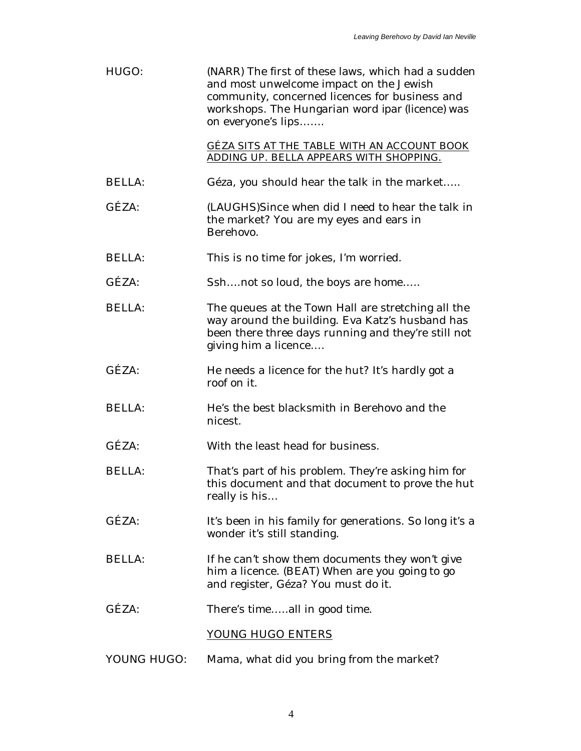HUGO: (NARR) The first of these laws, which had a sudden and most unwelcome impact on the Jewish community, concerned licences for business and workshops. The Hungarian word ipar (licence) was on everyone's lips…….

<u>GÉZA SITS AT THE TABLE WITH AN ACCOUNT BOOK ADDING UP. BELLA APPEARS WITH SHOPPING.</u>

BELLA: Géza, you should hear the talk in the market…..

GÉZA: (LAUGHS)Since when did I need to hear the talk in the market? You are my eyes and ears in Berehovo.

BELLA: This is no time for jokes, I'm worried.

GÉZA: Ssh….not so loud, the boys are home…..

BELLA: The queues at the Town Hall are stretching all the way around the building. Eva Katz's husband has been there three days running and they're still not giving him a licence….

GÉZA: He needs a licence for the hut? It's hardly got a roof on it.

BELLA: He's the best blacksmith in Berehovo and the nicest.

GÉZA: With the least head for business.

BELLA: That's part of his problem. They're asking him for this document and that document to prove the hut really is his…

GÉZA: It's been in his family for generations. So long it's a wonder it's still standing.

BELLA: If he can't show them documents they won't give him a licence. (BEAT) When are you going to go and register, Géza? You must do it.

GÉZA: There's time…..all in good time.

<u>YOUNG HUGO ENTERS</u>

YOUNG HUGO: Mama, what did you bring from the market?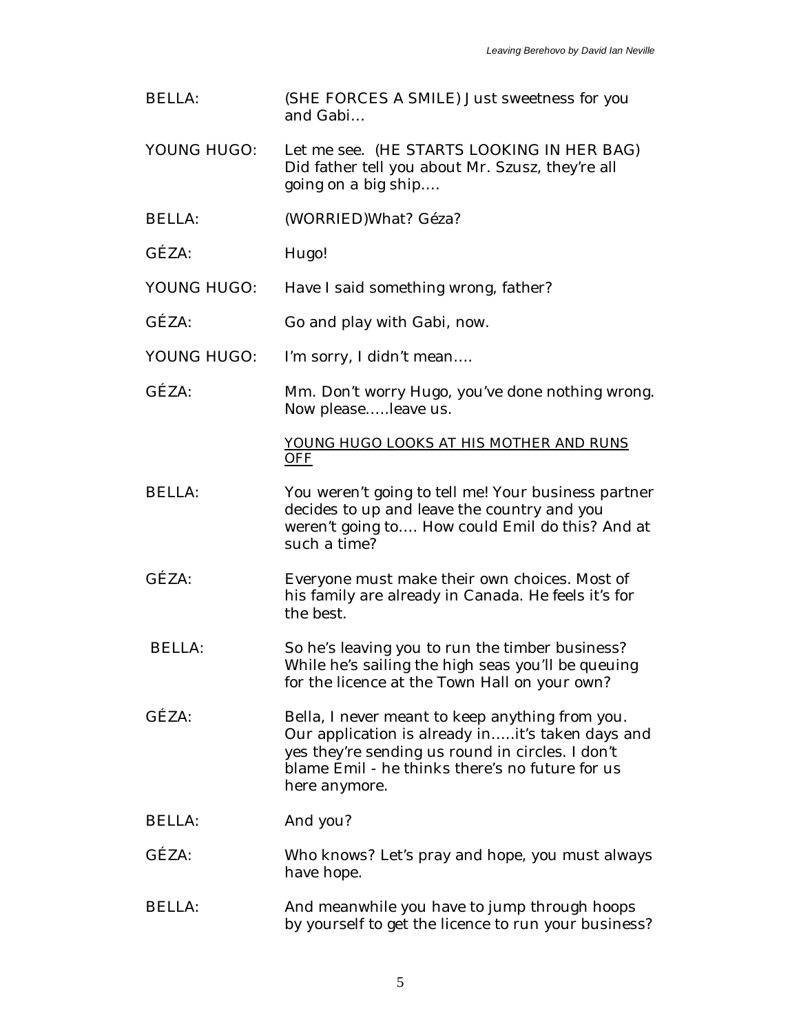BELLA: (SHE FORCES A SMILE) Just sweetness for you and Gabi…

YOUNG HUGO: Let me see. (HE STARTS LOOKING IN HER BAG) Did father tell you about Mr. Szusz, they're all going on a big ship….

BELLA: (WORRIED)What? Géza?

GÉZA: Hugo!

YOUNG HUGO: Have I said something wrong, father?

GÉZA: Go and play with Gabi, now.

YOUNG HUGO: I'm sorry, I didn't mean….

GÉZA: Mm. Don't worry Hugo, you've done nothing wrong. Now please…..leave us.

<u>YOUNG HUGO LOOKS AT HIS MOTHER AND RUNS OFF</u>

BELLA: You weren't going to tell me! Your business partner decides to up and leave the country and you weren't going to…. How could Emil do this? And at such a time?

GÉZA: Everyone must make their own choices. Most of his family are already in Canada. He feels it's for the best.

BELLA: So he's leaving you to run the timber business? While he's sailing the high seas you'll be queuing for the licence at the Town Hall on your own?

GÉZA: Bella, I never meant to keep anything from you. Our application is already in…..it's taken days and yes they're sending us round in circles. I don't blame Emil - he thinks there's no future for us here anymore.

BELLA: And you?

GÉZA: Who knows? Let's pray and hope, you must always have hope.

BELLA: And meanwhile you have to jump through hoops by yourself to get the licence to run your business?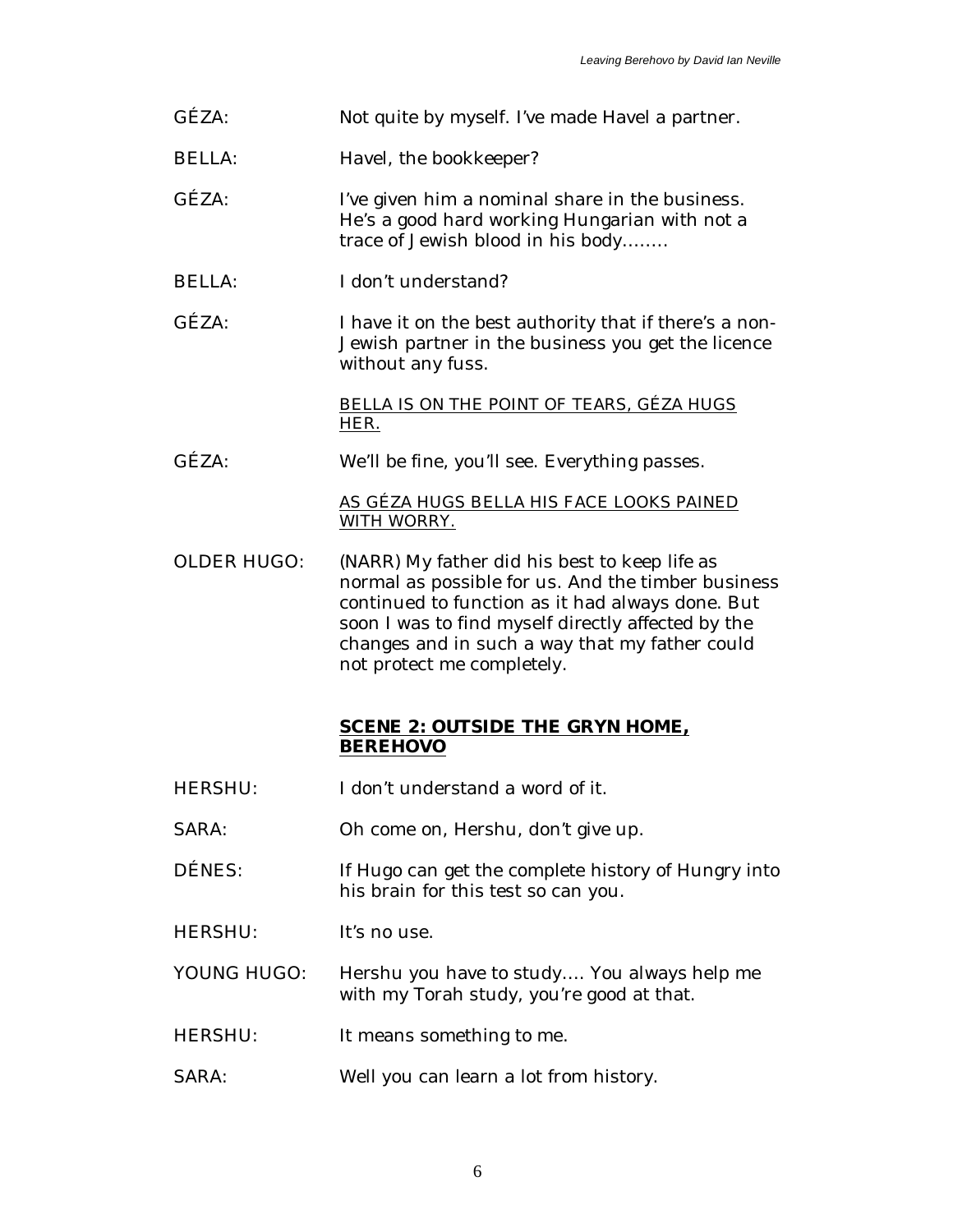GÉZA: Not quite by myself. I've made Havel a partner.

BELLA: Havel, the bookkeeper?

GÉZA: I've given him a nominal share in the business. He's a good hard working Hungarian with not a trace of Jewish blood in his body……..

BELLA: I don't understand?

GÉZA: I have it on the best authority that if there's a non-Jewish partner in the business you get the licence without any fuss.

<u>BELLA IS ON THE POINT OF TEARS, GÉZA HUGS HER.</u>

GÉZA: We'll be fine, you'll see. Everything passes.

<u>AS GÉZA HUGS BELLA HIS FACE LOOKS PAINED WITH WORRY.</u>

OLDER HUGO: (NARR) My father did his best to keep life as normal as possible for us. And the timber business continued to function as it had always done. But soon I was to find myself directly affected by the changes and in such a way that my father could not protect me completely.

## <u>**SCENE 2: OUTSIDE THE GRYN HOME, BEREHOVO**</u>

HERSHU: I don't understand a word of it.

SARA: Oh come on, Hershu, don't give up.

DÉNES: If Hugo can get the complete history of Hungry into his brain for this test so can you.

HERSHU: It's no use.

YOUNG HUGO: Hershu you have to study…. You always help me with my Torah study, you're good at that.

HERSHU: It means something to me.

SARA: Well you can learn a lot from history.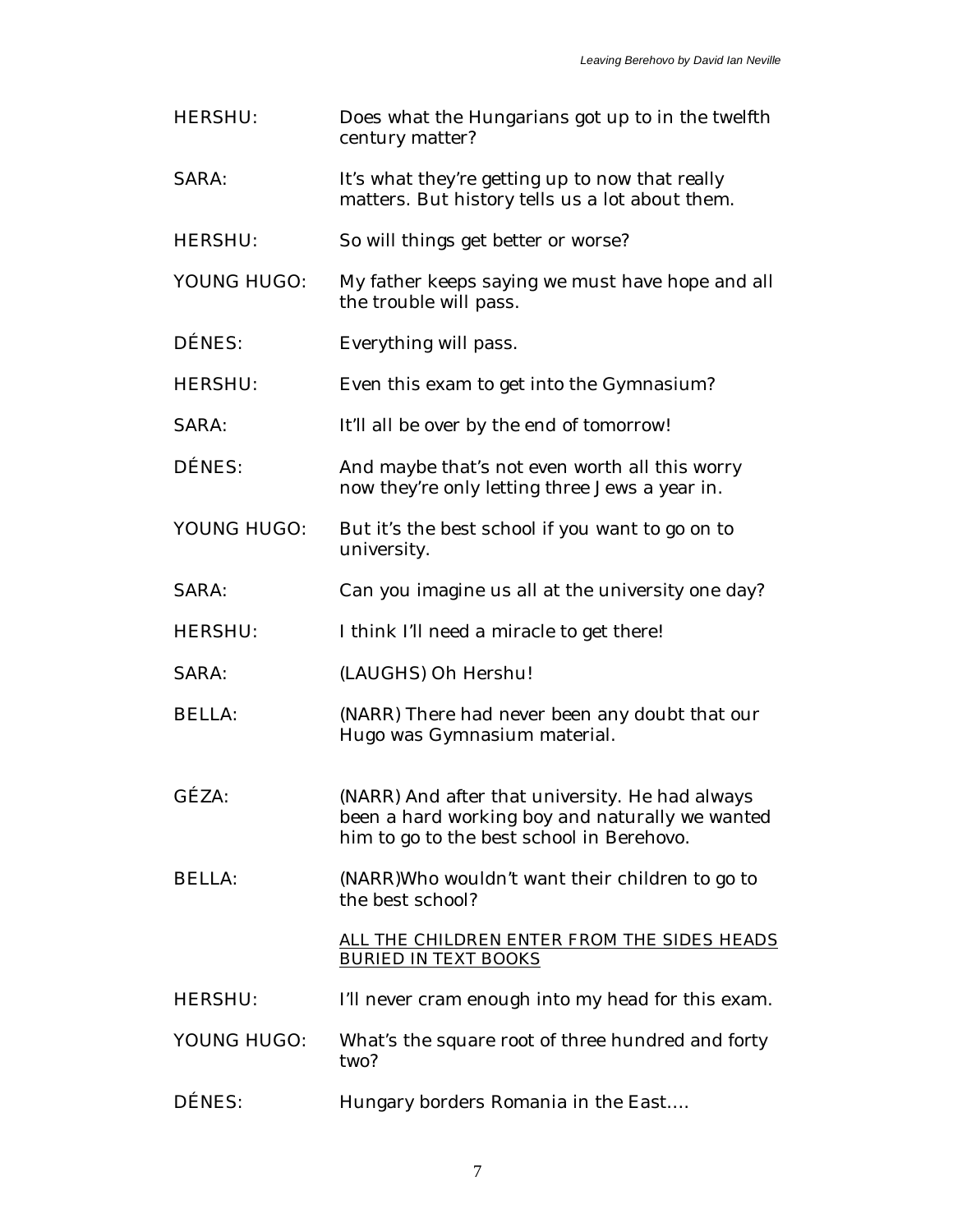HERSHU: Does what the Hungarians got up to in the twelfth century matter?

SARA: It's what they're getting up to now that really matters. But history tells us a lot about them.

HERSHU: So will things get better or worse?

YOUNG HUGO: My father keeps saying we must have hope and all the trouble will pass.

DÉNES: Everything will pass.

HERSHU: Even this exam to get into the Gymnasium?

SARA: It'll all be over by the end of tomorrow!

DÉNES: And maybe that's not even worth all this worry now they're only letting three Jews a year in.

YOUNG HUGO: But it's the best school if you want to go on to university.

SARA: Can you imagine us all at the university one day?

HERSHU: I think I'll need a miracle to get there!

SARA: (LAUGHS) Oh Hershu!

BELLA: (NARR) There had never been any doubt that our Hugo was Gymnasium material.

GÉZA: (NARR) And after that university. He had always been a hard working boy and naturally we wanted him to go to the best school in Berehovo.

BELLA: (NARR)Who wouldn't want their children to go to the best school?

<u>ALL THE CHILDREN ENTER FROM THE SIDES HEADS BURIED IN TEXT BOOKS</u>

HERSHU: I'll never cram enough into my head for this exam.

YOUNG HUGO: What's the square root of three hundred and forty two?

DÉNES: Hungary borders Romania in the East….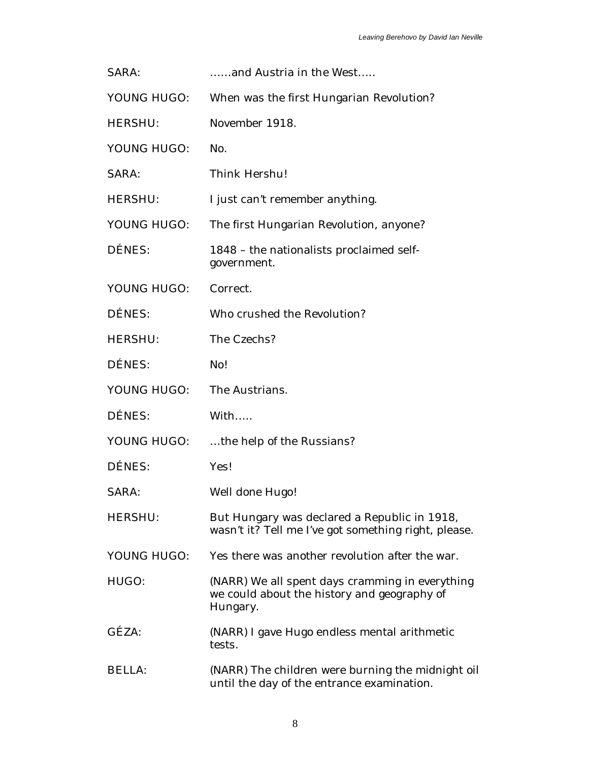SARA: ……and Austria in the West…..

YOUNG HUGO: When was the first Hungarian Revolution?

HERSHU: November 1918.

YOUNG HUGO: No.

SARA: Think Hershu!

HERSHU: I just can't remember anything.

YOUNG HUGO: The first Hungarian Revolution, anyone?

DÉNES: 1848 – the nationalists proclaimed self-government.

YOUNG HUGO: Correct.

DÉNES: Who crushed the Revolution?

HERSHU: The Czechs?

DÉNES: No!

YOUNG HUGO: The Austrians.

DÉNES: With…..

YOUNG HUGO: …the help of the Russians?

DÉNES: Yes!

SARA: Well done Hugo!

HERSHU: But Hungary was declared a Republic in 1918, wasn't it? Tell me I've got something right, please.

YOUNG HUGO: Yes there was another revolution after the war.

HUGO: (NARR) We all spent days cramming in everything we could about the history and geography of Hungary.

GÉZA: (NARR) I gave Hugo endless mental arithmetic tests.

BELLA: (NARR) The children were burning the midnight oil until the day of the entrance examination.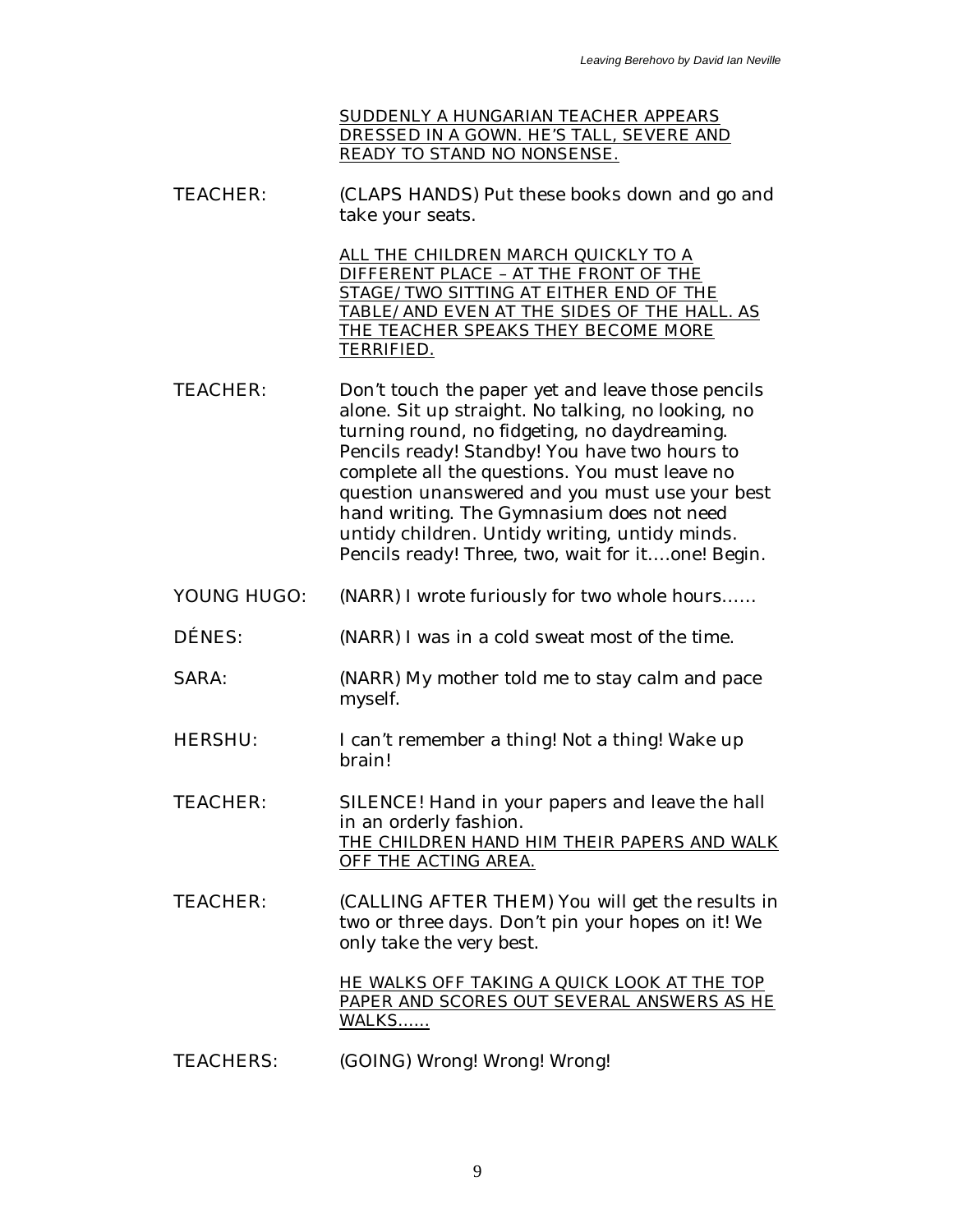SUDDENLY A HUNGARIAN TEACHER APPEARS DRESSED IN A GOWN. HE'S TALL, SEVERE AND READY TO STAND NO NONSENSE.

TEACHER: (CLAPS HANDS) Put these books down and go and take your seats.

ALL THE CHILDREN MARCH QUICKLY TO A DIFFERENT PLACE – AT THE FRONT OF THE STAGE/TWO SITTING AT EITHER END OF THE TABLE/AND EVEN AT THE SIDES OF THE HALL. AS THE TEACHER SPEAKS THEY BECOME MORE TERRIFIED.

TEACHER: Don't touch the paper yet and leave those pencils alone. Sit up straight. No talking, no looking, no turning round, no fidgeting, no daydreaming. Pencils ready! Standby! You have two hours to complete all the questions. You must leave no question unanswered and you must use your best hand writing. The Gymnasium does not need untidy children. Untidy writing, untidy minds. Pencils ready! Three, two, wait for it….one! Begin.

YOUNG HUGO: (NARR) I wrote furiously for two whole hours……

DÉNES: (NARR) I was in a cold sweat most of the time.

SARA: (NARR) My mother told me to stay calm and pace myself.

HERSHU: I can't remember a thing! Not a thing! Wake up brain!

TEACHER: SILENCE! Hand in your papers and leave the hall in an orderly fashion.
THE CHILDREN HAND HIM THEIR PAPERS AND WALK OFF THE ACTING AREA.

TEACHER: (CALLING AFTER THEM) You will get the results in two or three days. Don't pin your hopes on it! We only take the very best.

HE WALKS OFF TAKING A QUICK LOOK AT THE TOP PAPER AND SCORES OUT SEVERAL ANSWERS AS HE WALKS……

TEACHERS: (GOING) Wrong! Wrong! Wrong!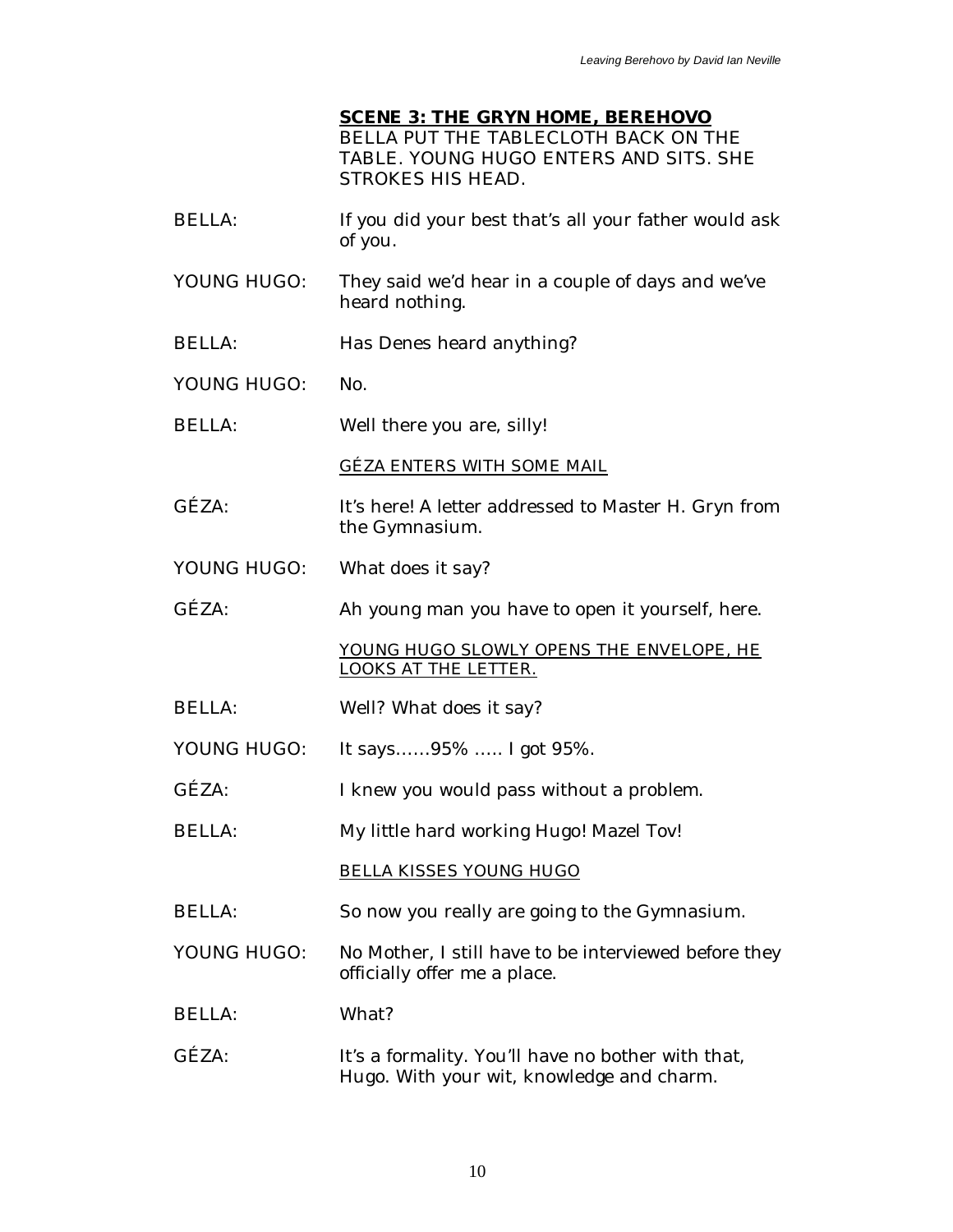**SCENE 3: THE GRYN HOME, BEREHOVO**

BELLA PUT THE TABLECLOTH BACK ON THE TABLE. YOUNG HUGO ENTERS AND SITS. SHE STROKES HIS HEAD.

BELLA: If you did your best that's all your father would ask of you.

YOUNG HUGO: They said we'd hear in a couple of days and we've heard nothing.

BELLA: Has Denes heard anything?

YOUNG HUGO: No.

BELLA: Well there you are, silly!

GÉZA ENTERS WITH SOME MAIL

GÉZA: It's here! A letter addressed to Master H. Gryn from the Gymnasium.

YOUNG HUGO: What does it say?

GÉZA: Ah young man you have to open it yourself, here.

YOUNG HUGO SLOWLY OPENS THE ENVELOPE, HE LOOKS AT THE LETTER.

BELLA: Well? What does it say?

YOUNG HUGO: It says……95% ….. I got 95%.

GÉZA: I knew you would pass without a problem.

BELLA: My little hard working Hugo! Mazel Tov!

BELLA KISSES YOUNG HUGO

BELLA: So now you really are going to the Gymnasium.

YOUNG HUGO: No Mother, I still have to be interviewed before they officially offer me a place.

BELLA: What?

GÉZA: It's a formality. You'll have no bother with that, Hugo. With your wit, knowledge and charm.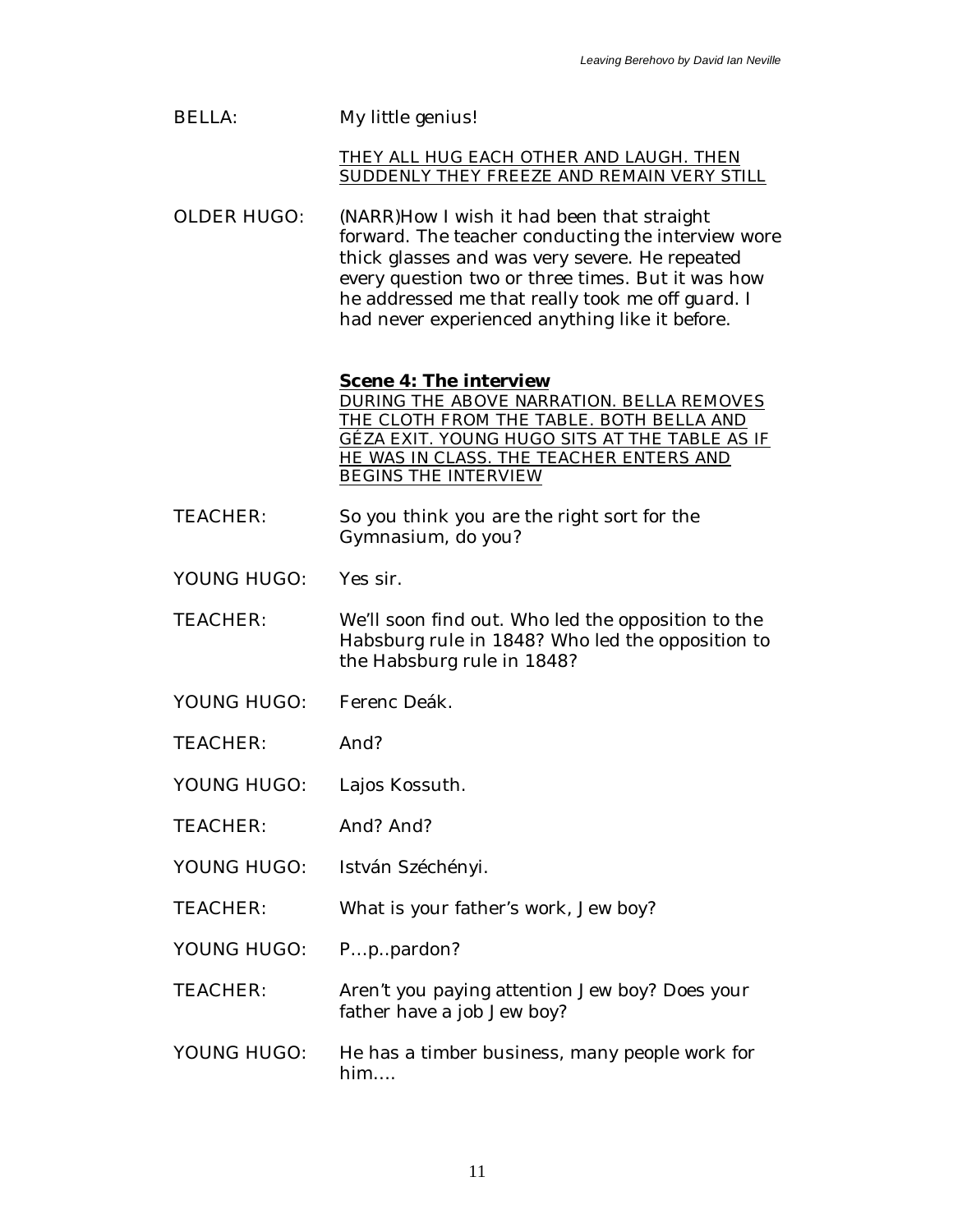BELLA: My little genius!

<u>THEY ALL HUG EACH OTHER AND LAUGH. THEN SUDDENLY THEY FREEZE AND REMAIN VERY STILL</u>

OLDER HUGO: (NARR)How I wish it had been that straight forward. The teacher conducting the interview wore thick glasses and was very severe. He repeated every question two or three times. But it was how he addressed me that really took me off guard. I had never experienced anything like it before.

**Scene 4: The interview**

<u>DURING THE ABOVE NARRATION. BELLA REMOVES THE CLOTH FROM THE TABLE. BOTH BELLA AND GÉZA EXIT. YOUNG HUGO SITS AT THE TABLE AS IF HE WAS IN CLASS. THE TEACHER ENTERS AND BEGINS THE INTERVIEW</u>

TEACHER: So you think you are the right sort for the Gymnasium, do you?

YOUNG HUGO: Yes sir.

TEACHER: We'll soon find out. Who led the opposition to the Habsburg rule in 1848? Who led the opposition to the Habsburg rule in 1848?

YOUNG HUGO: Ferenc Deák.

TEACHER: And?

YOUNG HUGO: Lajos Kossuth.

TEACHER: And? And?

YOUNG HUGO: István Széchényi.

TEACHER: What is your father's work, Jew boy?

YOUNG HUGO: P…p..pardon?

TEACHER: Aren't you paying attention Jew boy? Does your father have a job Jew boy?

YOUNG HUGO: He has a timber business, many people work for him….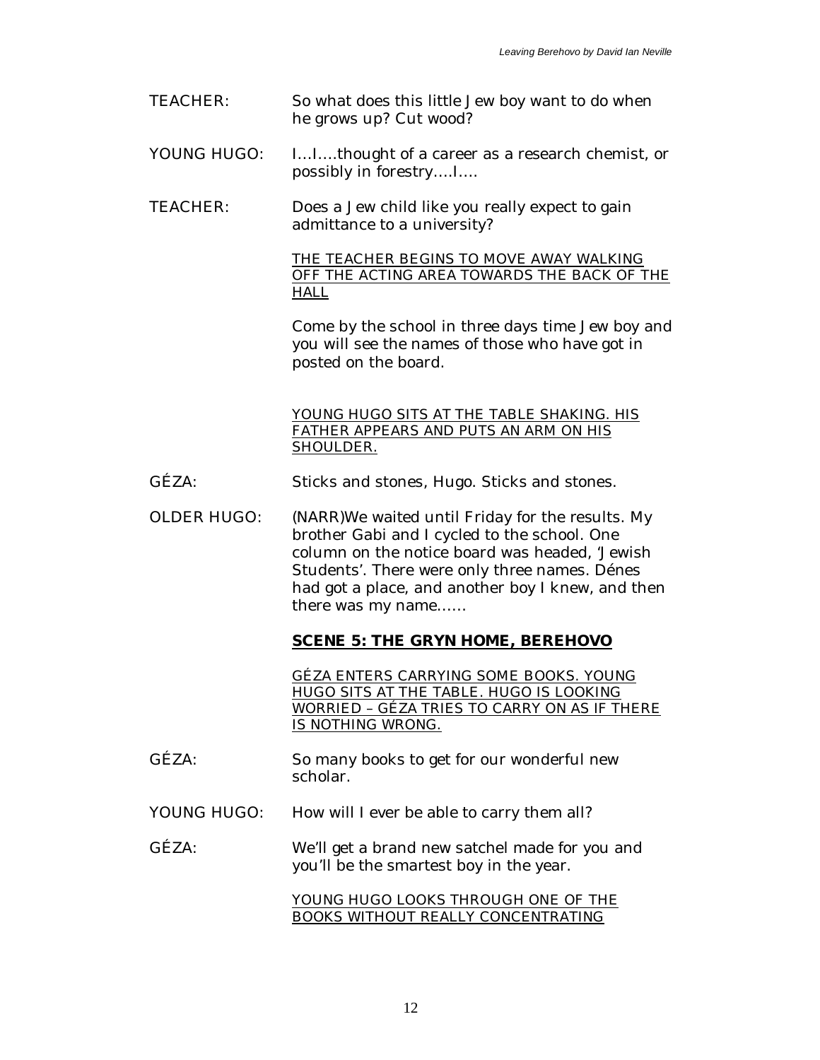TEACHER: So what does this little Jew boy want to do when he grows up? Cut wood?

YOUNG HUGO: I…I….thought of a career as a research chemist, or possibly in forestry….I….

TEACHER: Does a Jew child like you really expect to gain admittance to a university?

<u>THE TEACHER BEGINS TO MOVE AWAY WALKING OFF THE ACTING AREA TOWARDS THE BACK OF THE HALL</u>

Come by the school in three days time Jew boy and you will see the names of those who have got in posted on the board.

<u>YOUNG HUGO SITS AT THE TABLE SHAKING. HIS FATHER APPEARS AND PUTS AN ARM ON HIS SHOULDER.</u>

GÉZA: Sticks and stones, Hugo. Sticks and stones.

OLDER HUGO: (NARR)We waited until Friday for the results. My brother Gabi and I cycled to the school. One column on the notice board was headed, 'Jewish Students'. There were only three names. Dénes had got a place, and another boy I knew, and then there was my name……

## SCENE 5: THE GRYN HOME, BEREHOVO

<u>GÉZA ENTERS CARRYING SOME BOOKS. YOUNG HUGO SITS AT THE TABLE. HUGO IS LOOKING WORRIED – GÉZA TRIES TO CARRY ON AS IF THERE IS NOTHING WRONG.</u>

GÉZA: So many books to get for our wonderful new scholar.

YOUNG HUGO: How will I ever be able to carry them all?

GÉZA: We'll get a brand new satchel made for you and you'll be the smartest boy in the year.

<u>YOUNG HUGO LOOKS THROUGH ONE OF THE BOOKS WITHOUT REALLY CONCENTRATING</u>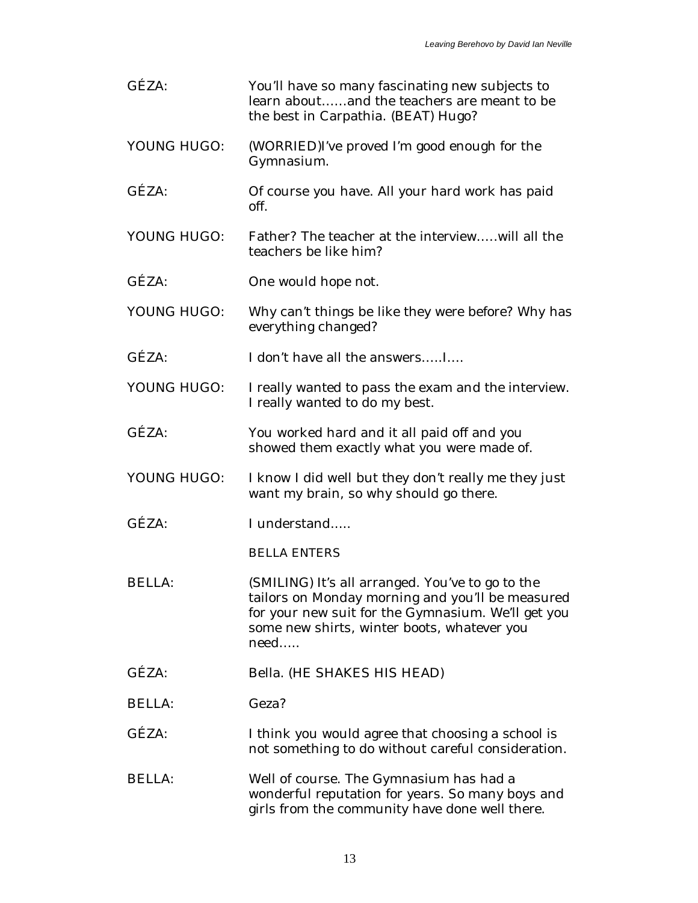GÉZA: You'll have so many fascinating new subjects to learn about……and the teachers are meant to be the best in Carpathia. (BEAT) Hugo?

YOUNG HUGO: (WORRIED)I've proved I'm good enough for the Gymnasium.

GÉZA: Of course you have. All your hard work has paid off.

YOUNG HUGO: Father? The teacher at the interview…..will all the teachers be like him?

GÉZA: One would hope not.

YOUNG HUGO: Why can't things be like they were before? Why has everything changed?

GÉZA: I don't have all the answers…..I….

YOUNG HUGO: I really wanted to pass the exam and the interview. I really wanted to do my best.

GÉZA: You worked hard and it all paid off and you showed them exactly what you were made of.

YOUNG HUGO: I know I did well but they don't really me they just want my brain, so why should go there.

GÉZA: I understand…..

BELLA ENTERS

BELLA: (SMILING) It's all arranged. You've to go to the tailors on Monday morning and you'll be measured for your new suit for the Gymnasium. We'll get you some new shirts, winter boots, whatever you need…..

GÉZA: Bella. (HE SHAKES HIS HEAD)

BELLA: Geza?

GÉZA: I think you would agree that choosing a school is not something to do without careful consideration.

BELLA: Well of course. The Gymnasium has had a wonderful reputation for years. So many boys and girls from the community have done well there.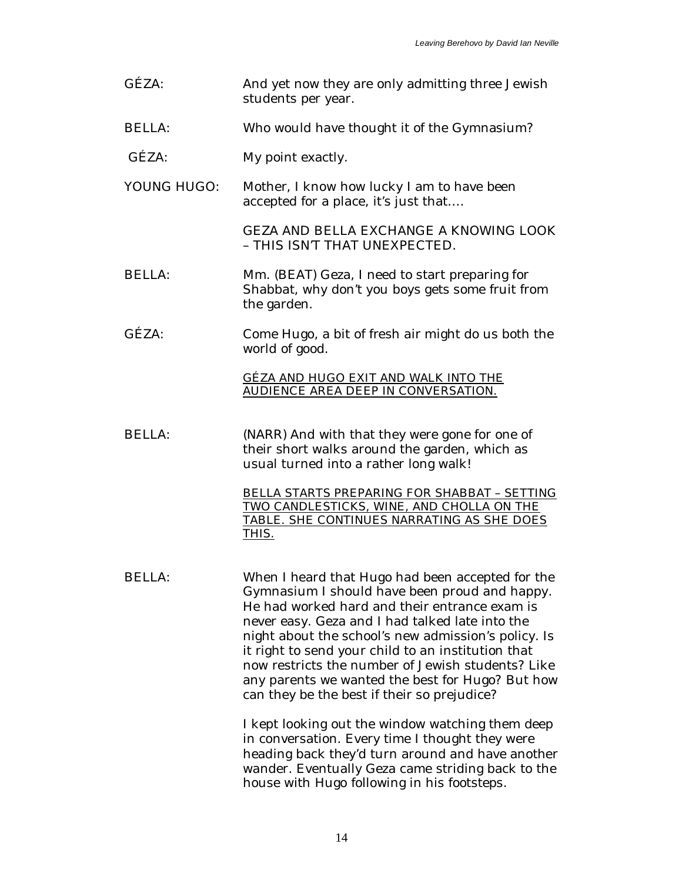GÉZA: And yet now they are only admitting three Jewish students per year.

BELLA: Who would have thought it of the Gymnasium?

GÉZA: My point exactly.

YOUNG HUGO: Mother, I know how lucky I am to have been accepted for a place, it's just that....

GEZA AND BELLA EXCHANGE A KNOWING LOOK – THIS ISN'T THAT UNEXPECTED.

BELLA: Mm. (BEAT) Geza, I need to start preparing for Shabbat, why don't you boys gets some fruit from the garden.

GÉZA: Come Hugo, a bit of fresh air might do us both the world of good.

<u>GÉZA AND HUGO EXIT AND WALK INTO THE AUDIENCE AREA DEEP IN CONVERSATION.</u>

BELLA: (NARR) And with that they were gone for one of their short walks around the garden, which as usual turned into a rather long walk!

<u>BELLA STARTS PREPARING FOR SHABBAT – SETTING TWO CANDLESTICKS, WINE, AND CHOLLA ON THE TABLE. SHE CONTINUES NARRATING AS SHE DOES THIS.</u>

BELLA: When I heard that Hugo had been accepted for the Gymnasium I should have been proud and happy. He had worked hard and their entrance exam is never easy. Geza and I had talked late into the night about the school's new admission's policy. Is it right to send your child to an institution that now restricts the number of Jewish students? Like any parents we wanted the best for Hugo? But how can they be the best if their so prejudice?

I kept looking out the window watching them deep in conversation. Every time I thought they were heading back they'd turn around and have another wander. Eventually Geza came striding back to the house with Hugo following in his footsteps.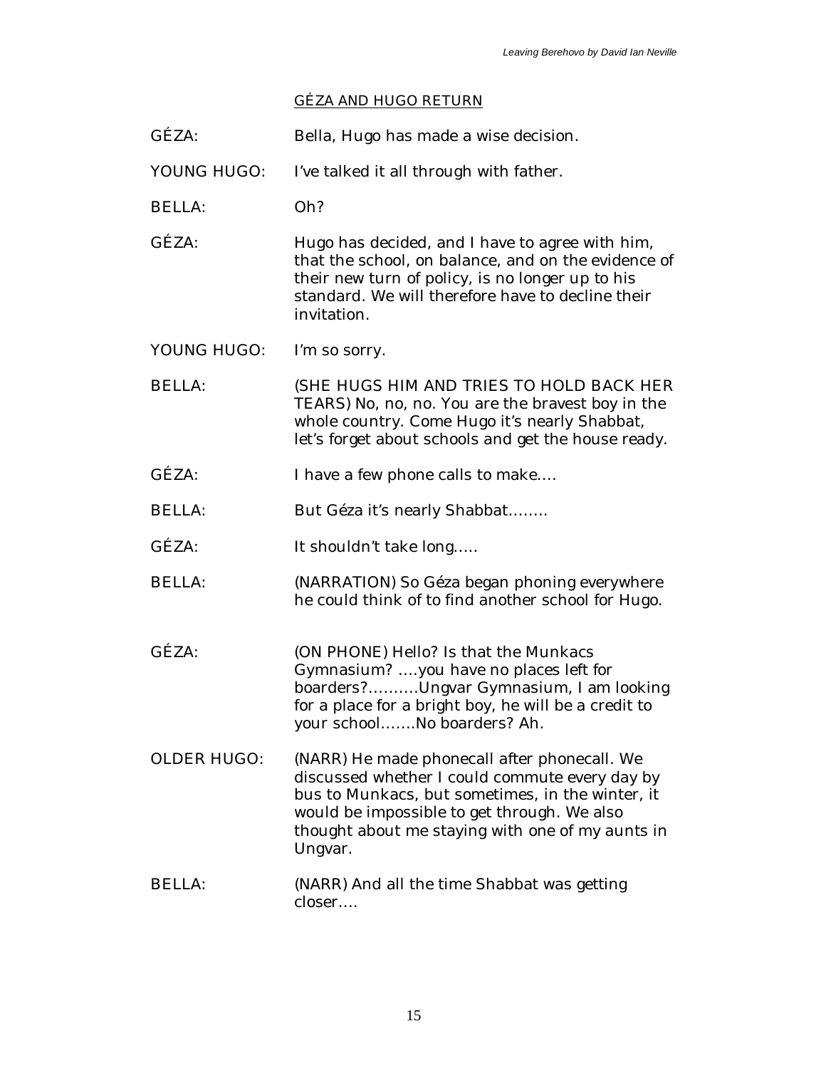GÉZA AND HUGO RETURN

GÉZA: Bella, Hugo has made a wise decision.

YOUNG HUGO: I've talked it all through with father.

BELLA: Oh?

GÉZA: Hugo has decided, and I have to agree with him, that the school, on balance, and on the evidence of their new turn of policy, is no longer up to his standard. We will therefore have to decline their invitation.

YOUNG HUGO: I'm so sorry.

BELLA: (SHE HUGS HIM AND TRIES TO HOLD BACK HER TEARS) No, no, no. You are the bravest boy in the whole country. Come Hugo it's nearly Shabbat, let's forget about schools and get the house ready.

GÉZA: I have a few phone calls to make….

BELLA: But Géza it's nearly Shabbat……..

GÉZA: It shouldn't take long…..

BELLA: (NARRATION) So Géza began phoning everywhere he could think of to find another school for Hugo.

GÉZA: (ON PHONE) Hello? Is that the Munkacs Gymnasium? ….you have no places left for boarders?……….Ungvar Gymnasium, I am looking for a place for a bright boy, he will be a credit to your school…….No boarders? Ah.

OLDER HUGO: (NARR) He made phonecall after phonecall. We discussed whether I could commute every day by bus to Munkacs, but sometimes, in the winter, it would be impossible to get through. We also thought about me staying with one of my aunts in Ungvar.

BELLA: (NARR) And all the time Shabbat was getting closer….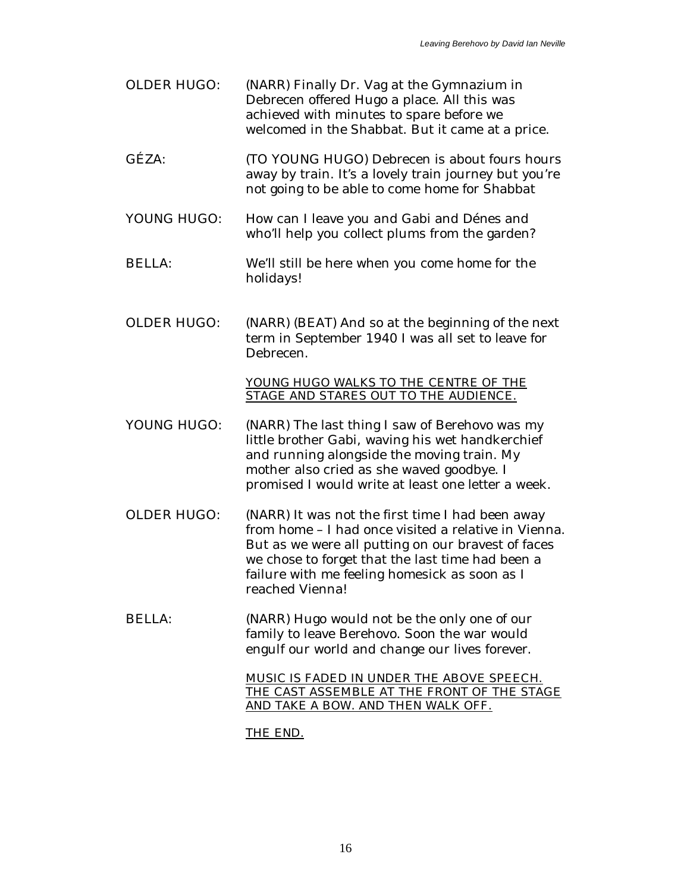OLDER HUGO: (NARR) Finally Dr. Vag at the Gymnazium in Debrecen offered Hugo a place. All this was achieved with minutes to spare before we welcomed in the Shabbat. But it came at a price.

GÉZA: (TO YOUNG HUGO) Debrecen is about fours hours away by train. It's a lovely train journey but you're not going to be able to come home for Shabbat

YOUNG HUGO: How can I leave you and Gabi and Dénes and who'll help you collect plums from the garden?

BELLA: We'll still be here when you come home for the holidays!

OLDER HUGO: (NARR) (BEAT) And so at the beginning of the next term in September 1940 I was all set to leave for Debrecen.

YOUNG HUGO WALKS TO THE CENTRE OF THE STAGE AND STARES OUT TO THE AUDIENCE.

YOUNG HUGO: (NARR) The last thing I saw of Berehovo was my little brother Gabi, waving his wet handkerchief and running alongside the moving train. My mother also cried as she waved goodbye. I promised I would write at least one letter a week.

OLDER HUGO: (NARR) It was not the first time I had been away from home – I had once visited a relative in Vienna. But as we were all putting on our bravest of faces we chose to forget that the last time had been a failure with me feeling homesick as soon as I reached Vienna!

BELLA: (NARR) Hugo would not be the only one of our family to leave Berehovo. Soon the war would engulf our world and change our lives forever.

MUSIC IS FADED IN UNDER THE ABOVE SPEECH. THE CAST ASSEMBLE AT THE FRONT OF THE STAGE AND TAKE A BOW. AND THEN WALK OFF.

THE END.